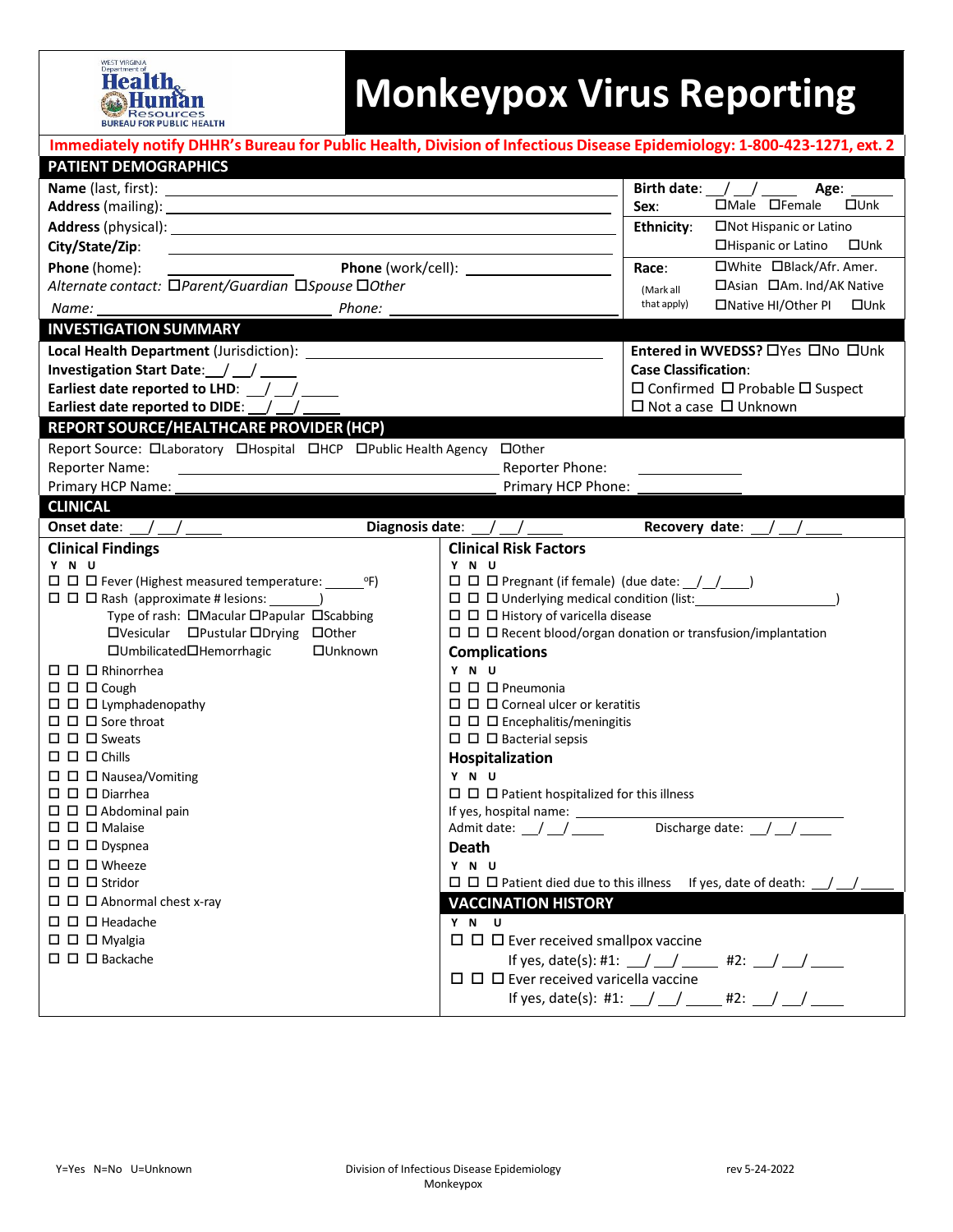WEST VIRGINIA Department of Health & Human Resources BUREAU FOR PUBLIC HEALTH

# Monkeypox Virus Reporting

**Immediately notify DHHR's Bureau for Public Health, Division of Infectious Disease Epidemiology: 1-800-423-1271, ext. 2**

## PATIENT DEMOGRAPHICS

**Name** (last, first): ______________________

**Address** (mailing): ______________________

**Address** (physical): ______________________

**City/State/Zip**: ______________________

**Phone** (home): ____________ **Phone** (work/cell): ____________

*Alternate contact:* ☐*Parent/Guardian* ☐*Spouse* ☐*Other*

*Name:* ______________ *Phone:* ______________

**Birth date**: __/__/____ **Age**: ____

**Sex**: ☐Male ☐Female ☐Unk

**Ethnicity**: ☐Not Hispanic or Latino ☐Hispanic or Latino ☐Unk

**Race**: (Mark all that apply) ☐White ☐Black/Afr. Amer. ☐Asian ☐Am. Ind/AK Native ☐Native HI/Other PI ☐Unk

## INVESTIGATION SUMMARY

**Local Health Department** (Jurisdiction): ______________________

**Investigation Start Date**: __/__/____

**Earliest date reported to LHD**: __/__/____

**Earliest date reported to DIDE**: __/__/____

**Entered in WVEDSS?** ☐Yes ☐No ☐Unk

**Case Classification**:
☐ Confirmed ☐ Probable ☐ Suspect
☐ Not a case ☐ Unknown

## REPORT SOURCE/HEALTHCARE PROVIDER (HCP)

Report Source: ☐Laboratory ☐Hospital ☐HCP ☐Public Health Agency ☐Other

Reporter Name: ______________________ Reporter Phone: ____________

Primary HCP Name: ______________________ Primary HCP Phone: ____________

## CLINICAL

**Onset date**: __/__/____ **Diagnosis date**: __/__/____ **Recovery date**: __/__/____

### Clinical Findings

Y N U

- ☐ ☐ ☐ Fever (Highest measured temperature: _____ °F)
- ☐ ☐ ☐ Rash (approximate # lesions: _______)
  - Type of rash: ☐Macular ☐Papular ☐Scabbing ☐Vesicular ☐Pustular ☐Drying ☐Other ☐Umbilicated ☐Hemorrhagic ☐Unknown
- ☐ ☐ ☐ Rhinorrhea
- ☐ ☐ ☐ Cough
- ☐ ☐ ☐ Lymphadenopathy
- ☐ ☐ ☐ Sore throat
- ☐ ☐ ☐ Sweats
- ☐ ☐ ☐ Chills
- ☐ ☐ ☐ Nausea/Vomiting
- ☐ ☐ ☐ Diarrhea
- ☐ ☐ ☐ Abdominal pain
- ☐ ☐ ☐ Malaise
- ☐ ☐ ☐ Dyspnea
- ☐ ☐ ☐ Wheeze
- ☐ ☐ ☐ Stridor
- ☐ ☐ ☐ Abnormal chest x-ray
- ☐ ☐ ☐ Headache
- ☐ ☐ ☐ Myalgia
- ☐ ☐ ☐ Backache

### Clinical Risk Factors

Y N U

- ☐ ☐ ☐ Pregnant (if female) (due date: __/__/____)
- ☐ ☐ ☐ Underlying medical condition (list: ______________)
- ☐ ☐ ☐ History of varicella disease
- ☐ ☐ ☐ Recent blood/organ donation or transfusion/implantation

### Complications

Y N U

- ☐ ☐ ☐ Pneumonia
- ☐ ☐ ☐ Corneal ulcer or keratitis
- ☐ ☐ ☐ Encephalitis/meningitis
- ☐ ☐ ☐ Bacterial sepsis

### Hospitalization

Y N U

- ☐ ☐ ☐ Patient hospitalized for this illness

If yes, hospital name: ______________________

Admit date: __/__/____ Discharge date: __/__/____

### Death

Y N U

- ☐ ☐ ☐ Patient died due to this illness If yes, date of death: __/__/____

## VACCINATION HISTORY

Y N U

- ☐ ☐ ☐ Ever received smallpox vaccine
  - If yes, date(s): #1: __/__/____ #2: __/__/____
- ☐ ☐ ☐ Ever received varicella vaccine
  - If yes, date(s): #1: __/__/____ #2: __/__/____

Y=Yes N=No U=Unknown

Division of Infectious Disease Epidemiology
Monkeypox

rev 5-24-2022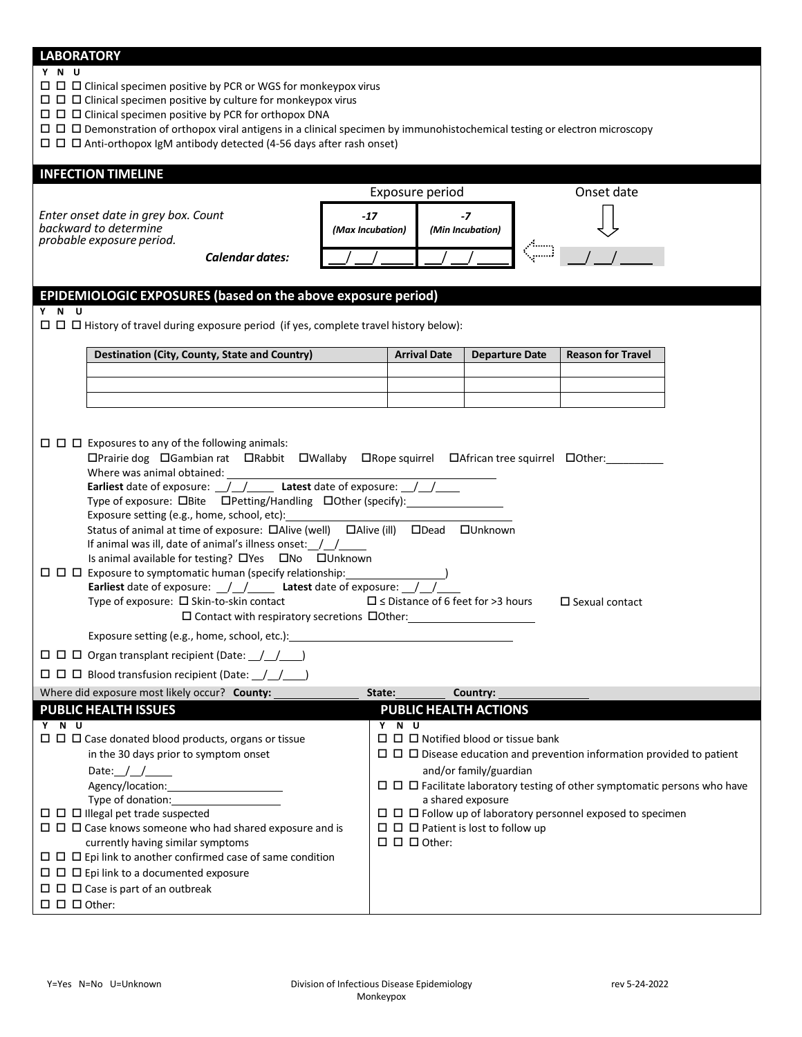## LABORATORY

**Y N U**

☐ ☐ ☐ Clinical specimen positive by PCR or WGS for monkeypox virus
☐ ☐ ☐ Clinical specimen positive by culture for monkeypox virus
☐ ☐ ☐ Clinical specimen positive by PCR for orthopox DNA
☐ ☐ ☐ Demonstration of orthopox viral antigens in a clinical specimen by immunohistochemical testing or electron microscopy
☐ ☐ ☐ Anti-orthopox IgM antibody detected (4-56 days after rash onset)

## INFECTION TIMELINE

*Enter onset date in grey box. Count backward to determine probable exposure period.*

| | Exposure period | | | Onset date |
|---|---|---|---|---|
| | ***-17 (Max Incubation)*** | ***-7 (Min Incubation)*** | | ⇩ |
| ***Calendar dates:*** | \_\_/\_\_/\_\_\_\_ | \_\_/\_\_/\_\_\_\_ | ⇦ | \_\_/\_\_/\_\_\_\_ |

## EPIDEMIOLOGIC EXPOSURES (based on the above exposure period)

**Y N U**

☐ ☐ ☐ History of travel during exposure period (if yes, complete travel history below):

| Destination (City, County, State and Country) | Arrival Date | Departure Date | Reason for Travel |
|---|---|---|---|
| | | | |
| | | | |
| | | | |

☐ ☐ ☐ Exposures to any of the following animals:
☐Prairie dog ☐Gambian rat ☐Rabbit ☐Wallaby ☐Rope squirrel ☐African tree squirrel ☐Other:\_\_\_\_\_\_\_\_\_\_
Where was animal obtained: \_\_\_\_\_\_\_\_\_\_\_\_\_\_\_\_\_\_\_\_\_\_\_\_\_\_\_\_\_\_\_\_\_\_\_\_\_\_\_\_
**Earliest** date of exposure: \_\_/\_\_/\_\_\_\_ **Latest** date of exposure: \_\_/\_\_/\_\_\_\_
Type of exposure: ☐Bite ☐Petting/Handling ☐Other (specify):\_\_\_\_\_\_\_\_\_\_\_\_\_\_\_\_
Exposure setting (e.g., home, school, etc):\_\_\_\_\_\_\_\_\_\_\_\_\_\_\_\_\_\_\_\_\_\_\_\_\_\_\_\_\_\_\_\_\_\_\_\_\_\_
Status of animal at time of exposure: ☐Alive (well) ☐Alive (ill) ☐Dead ☐Unknown
If animal was ill, date of animal's illness onset:\_\_/\_\_/\_\_\_\_
Is animal available for testing? ☐Yes ☐No ☐Unknown

☐ ☐ ☐ Exposure to symptomatic human (specify relationship:\_\_\_\_\_\_\_\_\_\_\_\_\_\_\_\_\_\_)
**Earliest** date of exposure: \_\_/\_\_/\_\_\_\_ **Latest** date of exposure: \_\_/\_\_/\_\_\_\_
Type of exposure: ☐ Skin-to-skin contact ☐ ≤ Distance of 6 feet for >3 hours ☐ Sexual contact
☐ Contact with respiratory secretions ☐Other:\_\_\_\_\_\_\_\_\_\_\_\_\_\_\_\_\_\_\_\_\_\_
Exposure setting (e.g., home, school, etc.):\_\_\_\_\_\_\_\_\_\_\_\_\_\_\_\_\_\_\_\_\_\_\_\_\_\_\_\_\_\_\_\_\_\_\_\_\_\_

☐ ☐ ☐ Organ transplant recipient (Date: \_\_/\_\_/\_\_\_\_)

☐ ☐ ☐ Blood transfusion recipient (Date: \_\_/\_\_/\_\_\_\_)

Where did exposure most likely occur? **County:** \_\_\_\_\_\_\_\_\_\_\_\_\_\_ **State:**\_\_\_\_\_\_\_\_\_ **Country:** \_\_\_\_\_\_\_\_\_\_\_\_\_\_\_

## PUBLIC HEALTH ISSUES

**Y N U**

☐ ☐ ☐ Case donated blood products, organs or tissue in the 30 days prior to symptom onset
Date:\_\_/\_\_/\_\_\_\_
Agency/location:\_\_\_\_\_\_\_\_\_\_\_\_\_\_\_\_\_\_\_\_
Type of donation:\_\_\_\_\_\_\_\_\_\_\_\_\_\_\_\_\_\_\_
☐ ☐ ☐ Illegal pet trade suspected
☐ ☐ ☐ Case knows someone who had shared exposure and is currently having similar symptoms
☐ ☐ ☐ Epi link to another confirmed case of same condition
☐ ☐ ☐ Epi link to a documented exposure
☐ ☐ ☐ Case is part of an outbreak
☐ ☐ ☐ Other:

## PUBLIC HEALTH ACTIONS

**Y N U**

☐ ☐ ☐ Notified blood or tissue bank
☐ ☐ ☐ Disease education and prevention information provided to patient and/or family/guardian
☐ ☐ ☐ Facilitate laboratory testing of other symptomatic persons who have a shared exposure
☐ ☐ ☐ Follow up of laboratory personnel exposed to specimen
☐ ☐ ☐ Patient is lost to follow up
☐ ☐ ☐ Other:

Y=Yes N=No U=Unknown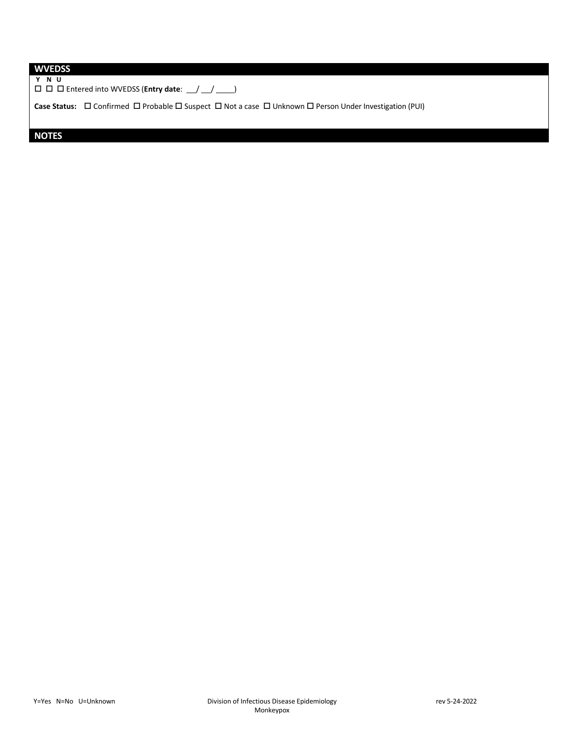## WVEDSS

**Y N U**

☐ ☐ ☐ Entered into WVEDSS (**Entry date**: \_\_/ \_\_/ \_\_\_\_)

**Case Status:** ☐ Confirmed ☐ Probable ☐ Suspect ☐ Not a case ☐ Unknown ☐ Person Under Investigation (PUI)

## NOTES

Y=Yes N=No U=Unknown

Division of Infectious Disease Epidemiology
Monkeypox

rev 5-24-2022